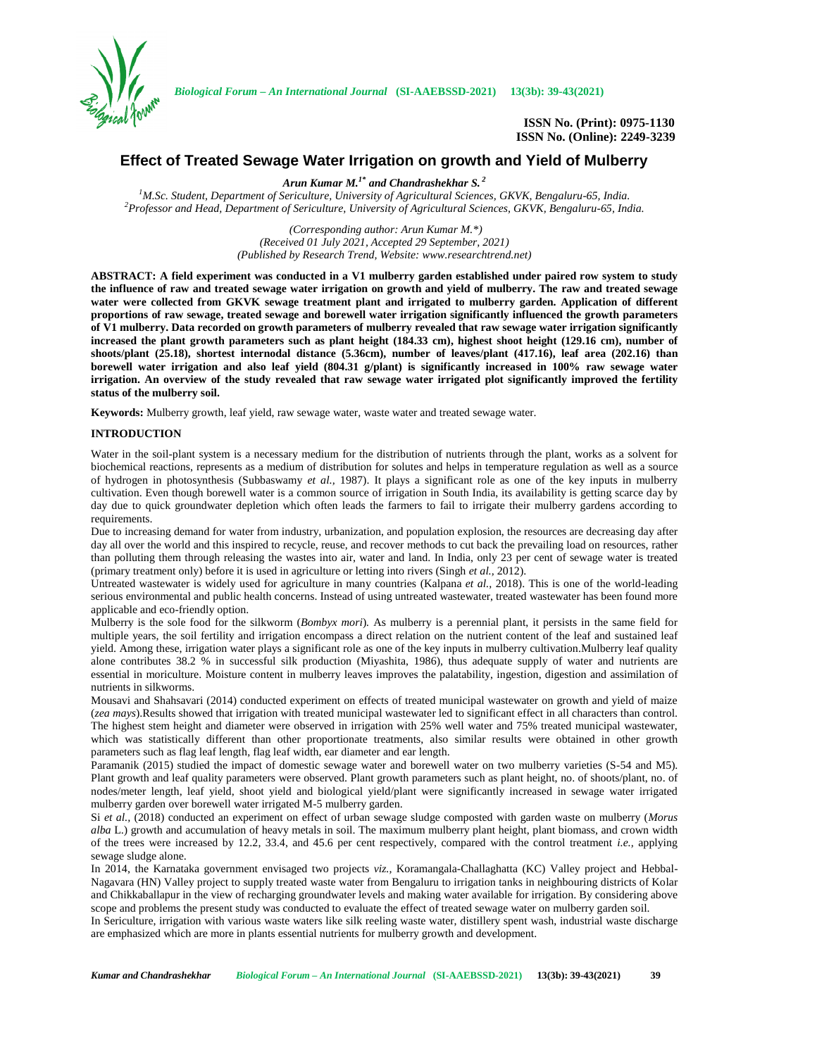**ISSN No. (Print): 0975-1130**
**ISSN No. (Online): 2249-3239**

# Effect of Treated Sewage Water Irrigation on growth and Yield of Mulberry

***Arun Kumar M.[1*] and Chandrashekhar S.[2]***

[1]*M.Sc. Student, Department of Sericulture, University of Agricultural Sciences, GKVK, Bengaluru-65, India.*
[2]*Professor and Head, Department of Sericulture, University of Agricultural Sciences, GKVK, Bengaluru-65, India.*

*(Corresponding author: Arun Kumar M.\*)*
*(Received 01 July 2021, Accepted 29 September, 2021)*
*(Published by Research Trend, Website: www.researchtrend.net)*

**ABSTRACT: A field experiment was conducted in a V1 mulberry garden established under paired row system to study the influence of raw and treated sewage water irrigation on growth and yield of mulberry. The raw and treated sewage water were collected from GKVK sewage treatment plant and irrigated to mulberry garden. Application of different proportions of raw sewage, treated sewage and borewell water irrigation significantly influenced the growth parameters of V1 mulberry. Data recorded on growth parameters of mulberry revealed that raw sewage water irrigation significantly increased the plant growth parameters such as plant height (184.33 cm), highest shoot height (129.16 cm), number of shoots/plant (25.18), shortest internodal distance (5.36cm), number of leaves/plant (417.16), leaf area (202.16) than borewell water irrigation and also leaf yield (804.31 g/plant) is significantly increased in 100% raw sewage water irrigation. An overview of the study revealed that raw sewage water irrigated plot significantly improved the fertility status of the mulberry soil.**

**Keywords:** Mulberry growth, leaf yield, raw sewage water, waste water and treated sewage water.

## INTRODUCTION

Water in the soil-plant system is a necessary medium for the distribution of nutrients through the plant, works as a solvent for biochemical reactions, represents as a medium of distribution for solutes and helps in temperature regulation as well as a source of hydrogen in photosynthesis (Subbaswamy *et al.,* 1987). It plays a significant role as one of the key inputs in mulberry cultivation. Even though borewell water is a common source of irrigation in South India, its availability is getting scarce day by day due to quick groundwater depletion which often leads the farmers to fail to irrigate their mulberry gardens according to requirements.

Due to increasing demand for water from industry, urbanization, and population explosion, the resources are decreasing day after day all over the world and this inspired to recycle, reuse, and recover methods to cut back the prevailing load on resources, rather than polluting them through releasing the wastes into air, water and land. In India, only 23 per cent of sewage water is treated (primary treatment only) before it is used in agriculture or letting into rivers (Singh *et al.,* 2012).

Untreated wastewater is widely used for agriculture in many countries (Kalpana *et al.,* 2018). This is one of the world-leading serious environmental and public health concerns. Instead of using untreated wastewater, treated wastewater has been found more applicable and eco-friendly option.

Mulberry is the sole food for the silkworm (*Bombyx mori*)*.* As mulberry is a perennial plant, it persists in the same field for multiple years, the soil fertility and irrigation encompass a direct relation on the nutrient content of the leaf and sustained leaf yield. Among these, irrigation water plays a significant role as one of the key inputs in mulberry cultivation.Mulberry leaf quality alone contributes 38.2 % in successful silk production (Miyashita, 1986), thus adequate supply of water and nutrients are essential in moriculture. Moisture content in mulberry leaves improves the palatability, ingestion, digestion and assimilation of nutrients in silkworms.

Mousavi and Shahsavari (2014) conducted experiment on effects of treated municipal wastewater on growth and yield of maize (*zea mays*).Results showed that irrigation with treated municipal wastewater led to significant effect in all characters than control. The highest stem height and diameter were observed in irrigation with 25% well water and 75% treated municipal wastewater, which was statistically different than other proportionate treatments, also similar results were obtained in other growth parameters such as flag leaf length, flag leaf width, ear diameter and ear length.

Paramanik (2015) studied the impact of domestic sewage water and borewell water on two mulberry varieties (S-54 and M5). Plant growth and leaf quality parameters were observed. Plant growth parameters such as plant height, no. of shoots/plant, no. of nodes/meter length, leaf yield, shoot yield and biological yield/plant were significantly increased in sewage water irrigated mulberry garden over borewell water irrigated M-5 mulberry garden.

Si *et al.,* (2018) conducted an experiment on effect of urban sewage sludge composted with garden waste on mulberry (*Morus alba* L.) growth and accumulation of heavy metals in soil. The maximum mulberry plant height, plant biomass, and crown width of the trees were increased by 12.2, 33.4, and 45.6 per cent respectively, compared with the control treatment *i.e.,* applying sewage sludge alone.

In 2014, the Karnataka government envisaged two projects *viz.,* Koramangala-Challaghatta (KC) Valley project and Hebbal-Nagavara (HN) Valley project to supply treated waste water from Bengaluru to irrigation tanks in neighbouring districts of Kolar and Chikkaballapur in the view of recharging groundwater levels and making water available for irrigation. By considering above scope and problems the present study was conducted to evaluate the effect of treated sewage water on mulberry garden soil.

In Sericulture, irrigation with various waste waters like silk reeling waste water, distillery spent wash, industrial waste discharge are emphasized which are more in plants essential nutrients for mulberry growth and development.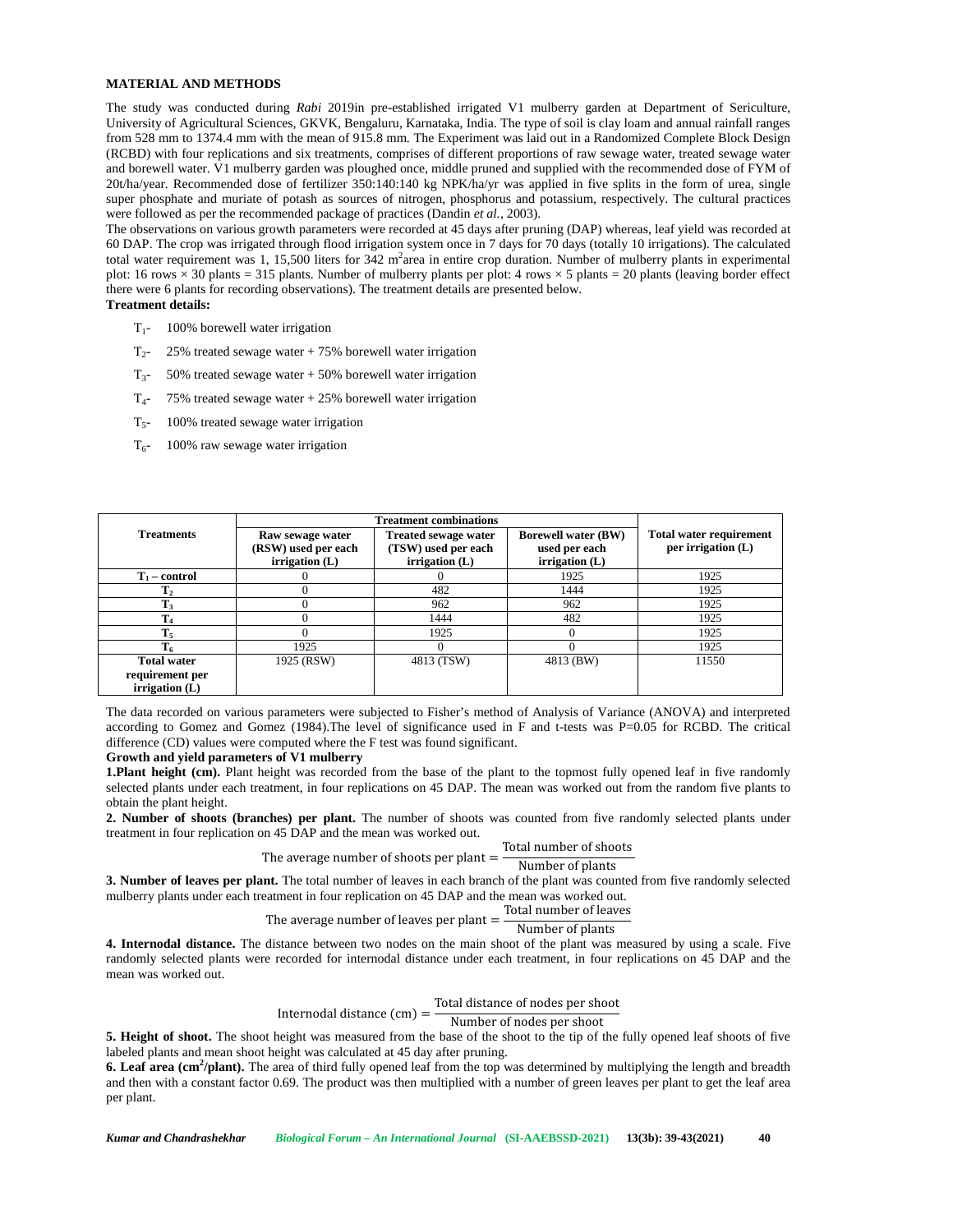## MATERIAL AND METHODS

The study was conducted during *Rabi* 2019in pre-established irrigated V1 mulberry garden at Department of Sericulture, University of Agricultural Sciences, GKVK, Bengaluru, Karnataka, India. The type of soil is clay loam and annual rainfall ranges from 528 mm to 1374.4 mm with the mean of 915.8 mm. The Experiment was laid out in a Randomized Complete Block Design (RCBD) with four replications and six treatments, comprises of different proportions of raw sewage water, treated sewage water and borewell water. V1 mulberry garden was ploughed once, middle pruned and supplied with the recommended dose of FYM of 20t/ha/year. Recommended dose of fertilizer 350:140:140 kg NPK/ha/yr was applied in five splits in the form of urea, single super phosphate and muriate of potash as sources of nitrogen, phosphorus and potassium, respectively. The cultural practices were followed as per the recommended package of practices (Dandin *et al.,* 2003).

The observations on various growth parameters were recorded at 45 days after pruning (DAP) whereas, leaf yield was recorded at 60 DAP. The crop was irrigated through flood irrigation system once in 7 days for 70 days (totally 10 irrigations). The calculated total water requirement was 1, 15,500 liters for 342 $m^2$area in entire crop duration. Number of mulberry plants in experimental plot: 16 rows × 30 plants = 315 plants. Number of mulberry plants per plot: 4 rows × 5 plants = 20 plants (leaving border effect there were 6 plants for recording observations). The treatment details are presented below.

**Treatment details:**

- $T_1$- 100% borewell water irrigation
- $T_2$- 25% treated sewage water + 75% borewell water irrigation
- $T_3$- 50% treated sewage water + 50% borewell water irrigation
- $T_4$- 75% treated sewage water + 25% borewell water irrigation
- $T_5$- 100% treated sewage water irrigation
- $T_6$- 100% raw sewage water irrigation

| Treatments | Treatment combinations | | | Total water requirement per irrigation (L) |
|---|---|---|---|---|
| | Raw sewage water (RSW) used per each irrigation (L) | Treated sewage water (TSW) used per each irrigation (L) | Borewell water (BW) used per each irrigation (L) | |
| $T_1$ – control | 0 | 0 | 1925 | 1925 |
| $T_2$ | 0 | 482 | 1444 | 1925 |
| $T_3$ | 0 | 962 | 962 | 1925 |
| $T_4$ | 0 | 1444 | 482 | 1925 |
| $T_5$ | 0 | 1925 | 0 | 1925 |
| $T_6$ | 1925 | 0 | 0 | 1925 |
| Total water requirement per irrigation (L) | 1925 (RSW) | 4813 (TSW) | 4813 (BW) | 11550 |

The data recorded on various parameters were subjected to Fisher's method of Analysis of Variance (ANOVA) and interpreted according to Gomez and Gomez (1984).The level of significance used in F and t-tests was P=0.05 for RCBD. The critical difference (CD) values were computed where the F test was found significant.

**Growth and yield parameters of V1 mulberry**

**1.Plant height (cm).** Plant height was recorded from the base of the plant to the topmost fully opened leaf in five randomly selected plants under each treatment, in four replications on 45 DAP. The mean was worked out from the random five plants to obtain the plant height.

**2. Number of shoots (branches) per plant.** The number of shoots was counted from five randomly selected plants under treatment in four replication on 45 DAP and the mean was worked out.

$$\text{The average number of shoots per plant} = \frac{\text{Total number of shoots}}{\text{Number of plants}}$$

**3. Number of leaves per plant.** The total number of leaves in each branch of the plant was counted from five randomly selected mulberry plants under each treatment in four replication on 45 DAP and the mean was worked out.

$$\text{The average number of leaves per plant} = \frac{\text{Total number of leaves}}{\text{Number of plants}}$$

**4. Internodal distance.** The distance between two nodes on the main shoot of the plant was measured by using a scale. Five randomly selected plants were recorded for internodal distance under each treatment, in four replications on 45 DAP and the mean was worked out.

$$\text{Internodal distance (cm)} = \frac{\text{Total distance of nodes per shoot}}{\text{Number of nodes per shoot}}$$

**5. Height of shoot.** The shoot height was measured from the base of the shoot to the tip of the fully opened leaf shoots of five labeled plants and mean shoot height was calculated at 45 day after pruning.

**6. Leaf area ($cm^2$/plant).** The area of third fully opened leaf from the top was determined by multiplying the length and breadth and then with a constant factor 0.69. The product was then multiplied with a number of green leaves per plant to get the leaf area per plant.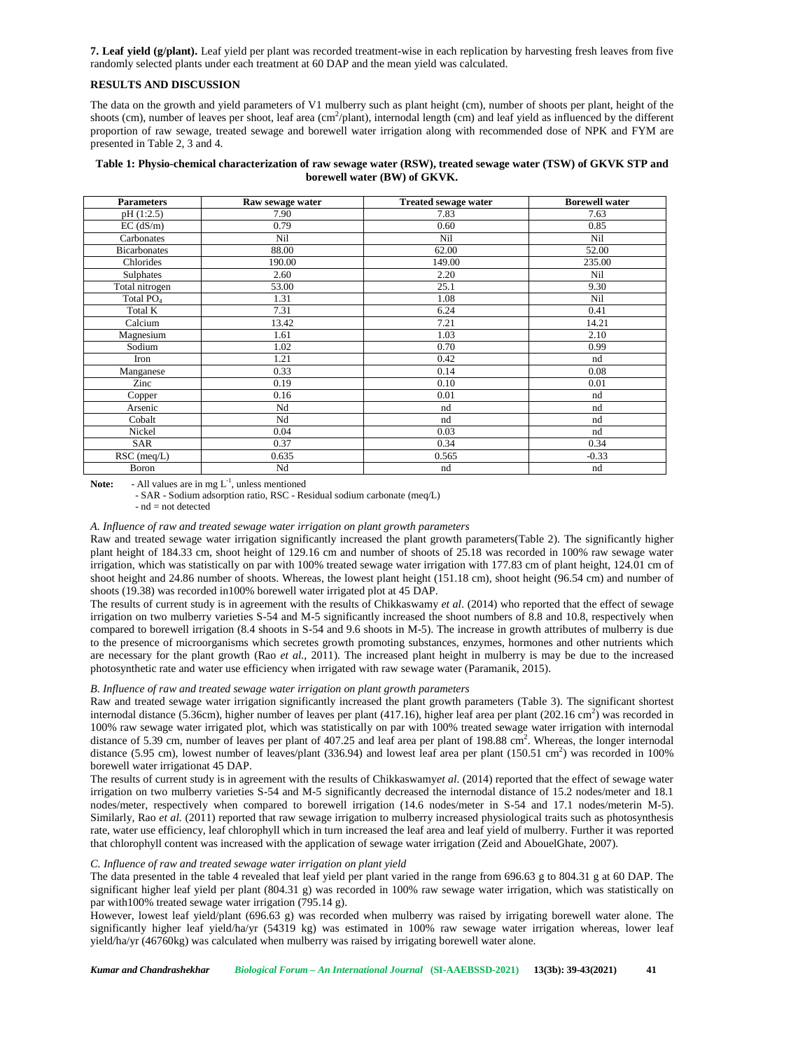**7. Leaf yield (g/plant).** Leaf yield per plant was recorded treatment-wise in each replication by harvesting fresh leaves from five randomly selected plants under each treatment at 60 DAP and the mean yield was calculated.

## RESULTS AND DISCUSSION

The data on the growth and yield parameters of V1 mulberry such as plant height (cm), number of shoots per plant, height of the shoots (cm), number of leaves per shoot, leaf area ($cm^2$/plant), internodal length (cm) and leaf yield as influenced by the different proportion of raw sewage, treated sewage and borewell water irrigation along with recommended dose of NPK and FYM are presented in Table 2, 3 and 4.

**Table 1: Physio-chemical characterization of raw sewage water (RSW), treated sewage water (TSW) of GKVK STP and borewell water (BW) of GKVK.**

| Parameters | Raw sewage water | Treated sewage water | Borewell water |
|---|---|---|---|
| pH (1:2.5) | 7.90 | 7.83 | 7.63 |
| EC (dS/m) | 0.79 | 0.60 | 0.85 |
| Carbonates | Nil | Nil | Nil |
| Bicarbonates | 88.00 | 62.00 | 52.00 |
| Chlorides | 190.00 | 149.00 | 235.00 |
| Sulphates | 2.60 | 2.20 | Nil |
| Total nitrogen | 53.00 | 25.1 | 9.30 |
| Total $PO_4$ | 1.31 | 1.08 | Nil |
| Total K | 7.31 | 6.24 | 0.41 |
| Calcium | 13.42 | 7.21 | 14.21 |
| Magnesium | 1.61 | 1.03 | 2.10 |
| Sodium | 1.02 | 0.70 | 0.99 |
| Iron | 1.21 | 0.42 | nd |
| Manganese | 0.33 | 0.14 | 0.08 |
| Zinc | 0.19 | 0.10 | 0.01 |
| Copper | 0.16 | 0.01 | nd |
| Arsenic | Nd | nd | nd |
| Cobalt | Nd | nd | nd |
| Nickel | 0.04 | 0.03 | nd |
| SAR | 0.37 | 0.34 | 0.34 |
| RSC (meq/L) | 0.635 | 0.565 | -0.33 |
| Boron | Nd | nd | nd |

**Note:** - All values are in mg $L^{-1}$, unless mentioned
- SAR - Sodium adsorption ratio, RSC - Residual sodium carbonate (meq/L)
- nd = not detected

### *A. Influence of raw and treated sewage water irrigation on plant growth parameters*

Raw and treated sewage water irrigation significantly increased the plant growth parameters(Table 2). The significantly higher plant height of 184.33 cm, shoot height of 129.16 cm and number of shoots of 25.18 was recorded in 100% raw sewage water irrigation, which was statistically on par with 100% treated sewage water irrigation with 177.83 cm of plant height, 124.01 cm of shoot height and 24.86 number of shoots. Whereas, the lowest plant height (151.18 cm), shoot height (96.54 cm) and number of shoots (19.38) was recorded in100% borewell water irrigated plot at 45 DAP.

The results of current study is in agreement with the results of Chikkaswamy *et al*. (2014) who reported that the effect of sewage irrigation on two mulberry varieties S-54 and M-5 significantly increased the shoot numbers of 8.8 and 10.8, respectively when compared to borewell irrigation (8.4 shoots in S-54 and 9.6 shoots in M-5). The increase in growth attributes of mulberry is due to the presence of microorganisms which secretes growth promoting substances, enzymes, hormones and other nutrients which are necessary for the plant growth (Rao *et al.*, 2011). The increased plant height in mulberry is may be due to the increased photosynthetic rate and water use efficiency when irrigated with raw sewage water (Paramanik, 2015).

### *B. Influence of raw and treated sewage water irrigation on plant growth parameters*

Raw and treated sewage water irrigation significantly increased the plant growth parameters (Table 3). The significant shortest internodal distance (5.36cm), higher number of leaves per plant (417.16), higher leaf area per plant (202.16 $cm^2$) was recorded in 100% raw sewage water irrigated plot, which was statistically on par with 100% treated sewage water irrigation with internodal distance of 5.39 cm, number of leaves per plant of 407.25 and leaf area per plant of 198.88 $cm^2$. Whereas, the longer internodal distance (5.95 cm), lowest number of leaves/plant (336.94) and lowest leaf area per plant (150.51 $cm^2$) was recorded in 100% borewell water irrigationat 45 DAP.

The results of current study is in agreement with the results of Chikkaswamy*et al*. (2014) reported that the effect of sewage water irrigation on two mulberry varieties S-54 and M-5 significantly decreased the internodal distance of 15.2 nodes/meter and 18.1 nodes/meter, respectively when compared to borewell irrigation (14.6 nodes/meter in S-54 and 17.1 nodes/meterin M-5). Similarly, Rao *et al.* (2011) reported that raw sewage irrigation to mulberry increased physiological traits such as photosynthesis rate, water use efficiency, leaf chlorophyll which in turn increased the leaf area and leaf yield of mulberry. Further it was reported that chlorophyll content was increased with the application of sewage water irrigation (Zeid and AbouelGhate, 2007).

### *C. Influence of raw and treated sewage water irrigation on plant yield*

The data presented in the table 4 revealed that leaf yield per plant varied in the range from 696.63 g to 804.31 g at 60 DAP. The significant higher leaf yield per plant (804.31 g) was recorded in 100% raw sewage water irrigation, which was statistically on par with100% treated sewage water irrigation (795.14 g).

However, lowest leaf yield/plant (696.63 g) was recorded when mulberry was raised by irrigating borewell water alone. The significantly higher leaf yield/ha/yr (54319 kg) was estimated in 100% raw sewage water irrigation whereas, lower leaf yield/ha/yr (46760kg) was calculated when mulberry was raised by irrigating borewell water alone.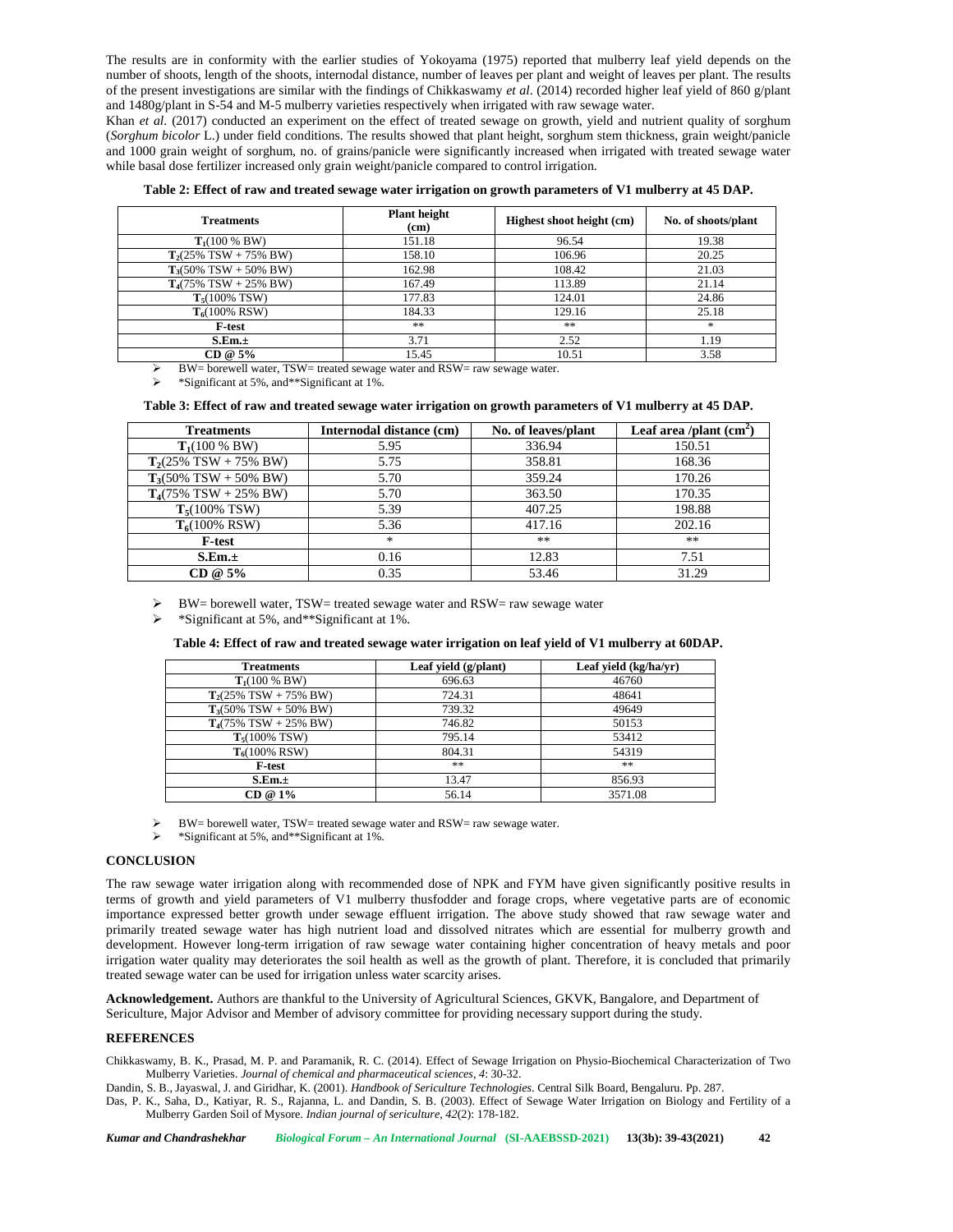The results are in conformity with the earlier studies of Yokoyama (1975) reported that mulberry leaf yield depends on the number of shoots, length of the shoots, internodal distance, number of leaves per plant and weight of leaves per plant. The results of the present investigations are similar with the findings of Chikkaswamy *et al*. (2014) recorded higher leaf yield of 860 g/plant and 1480g/plant in S-54 and M-5 mulberry varieties respectively when irrigated with raw sewage water.

Khan *et al*. (2017) conducted an experiment on the effect of treated sewage on growth, yield and nutrient quality of sorghum (*Sorghum bicolor* L.) under field conditions. The results showed that plant height, sorghum stem thickness, grain weight/panicle and 1000 grain weight of sorghum, no. of grains/panicle were significantly increased when irrigated with treated sewage water while basal dose fertilizer increased only grain weight/panicle compared to control irrigation.

**Table 2: Effect of raw and treated sewage water irrigation on growth parameters of V1 mulberry at 45 DAP.**

| Treatments | Plant height (cm) | Highest shoot height (cm) | No. of shoots/plant |
|---|---|---|---|
| $T_1$(100 % BW) | 151.18 | 96.54 | 19.38 |
| $T_2$(25% TSW + 75% BW) | 158.10 | 106.96 | 20.25 |
| $T_3$(50% TSW + 50% BW) | 162.98 | 108.42 | 21.03 |
| $T_4$(75% TSW + 25% BW) | 167.49 | 113.89 | 21.14 |
| $T_5$(100% TSW) | 177.83 | 124.01 | 24.86 |
| $T_6$(100% RSW) | 184.33 | 129.16 | 25.18 |
| **F-test** | ** | ** | * |
| **S.Em.±** | 3.71 | 2.52 | 1.19 |
| **CD @ 5%** | 15.45 | 10.51 | 3.58 |

- BW= borewell water, TSW= treated sewage water and RSW= raw sewage water.
- *Significant at 5%, and**Significant at 1%.

**Table 3: Effect of raw and treated sewage water irrigation on growth parameters of V1 mulberry at 45 DAP.**

| Treatments | Internodal distance (cm) | No. of leaves/plant | Leaf area /plant ($cm^2$) |
|---|---|---|---|
| $T_1$(100 % BW) | 5.95 | 336.94 | 150.51 |
| $T_2$(25% TSW + 75% BW) | 5.75 | 358.81 | 168.36 |
| $T_3$(50% TSW + 50% BW) | 5.70 | 359.24 | 170.26 |
| $T_4$(75% TSW + 25% BW) | 5.70 | 363.50 | 170.35 |
| $T_5$(100% TSW) | 5.39 | 407.25 | 198.88 |
| $T_6$(100% RSW) | 5.36 | 417.16 | 202.16 |
| **F-test** | * | ** | ** |
| **S.Em.±** | 0.16 | 12.83 | 7.51 |
| **CD @ 5%** | 0.35 | 53.46 | 31.29 |

- BW= borewell water, TSW= treated sewage water and RSW= raw sewage water
- *Significant at 5%, and**Significant at 1%.

**Table 4: Effect of raw and treated sewage water irrigation on leaf yield of V1 mulberry at 60DAP.**

| Treatments | Leaf yield (g/plant) | Leaf yield (kg/ha/yr) |
|---|---|---|
| $T_1$(100 % BW) | 696.63 | 46760 |
| $T_2$(25% TSW + 75% BW) | 724.31 | 48641 |
| $T_3$(50% TSW + 50% BW) | 739.32 | 49649 |
| $T_4$(75% TSW + 25% BW) | 746.82 | 50153 |
| $T_5$(100% TSW) | 795.14 | 53412 |
| $T_6$(100% RSW) | 804.31 | 54319 |
| **F-test** | ** | ** |
| **S.Em.±** | 13.47 | 856.93 |
| **CD @ 1%** | 56.14 | 3571.08 |

- BW= borewell water, TSW= treated sewage water and RSW= raw sewage water.
- *Significant at 5%, and**Significant at 1%.

## CONCLUSION

The raw sewage water irrigation along with recommended dose of NPK and FYM have given significantly positive results in terms of growth and yield parameters of V1 mulberry thusfodder and forage crops, where vegetative parts are of economic importance expressed better growth under sewage effluent irrigation. The above study showed that raw sewage water and primarily treated sewage water has high nutrient load and dissolved nitrates which are essential for mulberry growth and development. However long-term irrigation of raw sewage water containing higher concentration of heavy metals and poor irrigation water quality may deteriorates the soil health as well as the growth of plant. Therefore, it is concluded that primarily treated sewage water can be used for irrigation unless water scarcity arises.

**Acknowledgement.** Authors are thankful to the University of Agricultural Sciences, GKVK, Bangalore, and Department of Sericulture, Major Advisor and Member of advisory committee for providing necessary support during the study.

## REFERENCES

Chikkaswamy, B. K., Prasad, M. P. and Paramanik, R. C. (2014). Effect of Sewage Irrigation on Physio-Biochemical Characterization of Two Mulberry Varieties. *Journal of chemical and pharmaceutical sciences*, *4*: 30-32.

Dandin, S. B., Jayaswal, J. and Giridhar, K. (2001). *Handbook of Sericulture Technologies*. Central Silk Board, Bengaluru. Pp. 287.

Das, P. K., Saha, D., Katiyar, R. S., Rajanna, L. and Dandin, S. B. (2003). Effect of Sewage Water Irrigation on Biology and Fertility of a Mulberry Garden Soil of Mysore. *Indian journal of sericulture*, *42*(2): 178-182.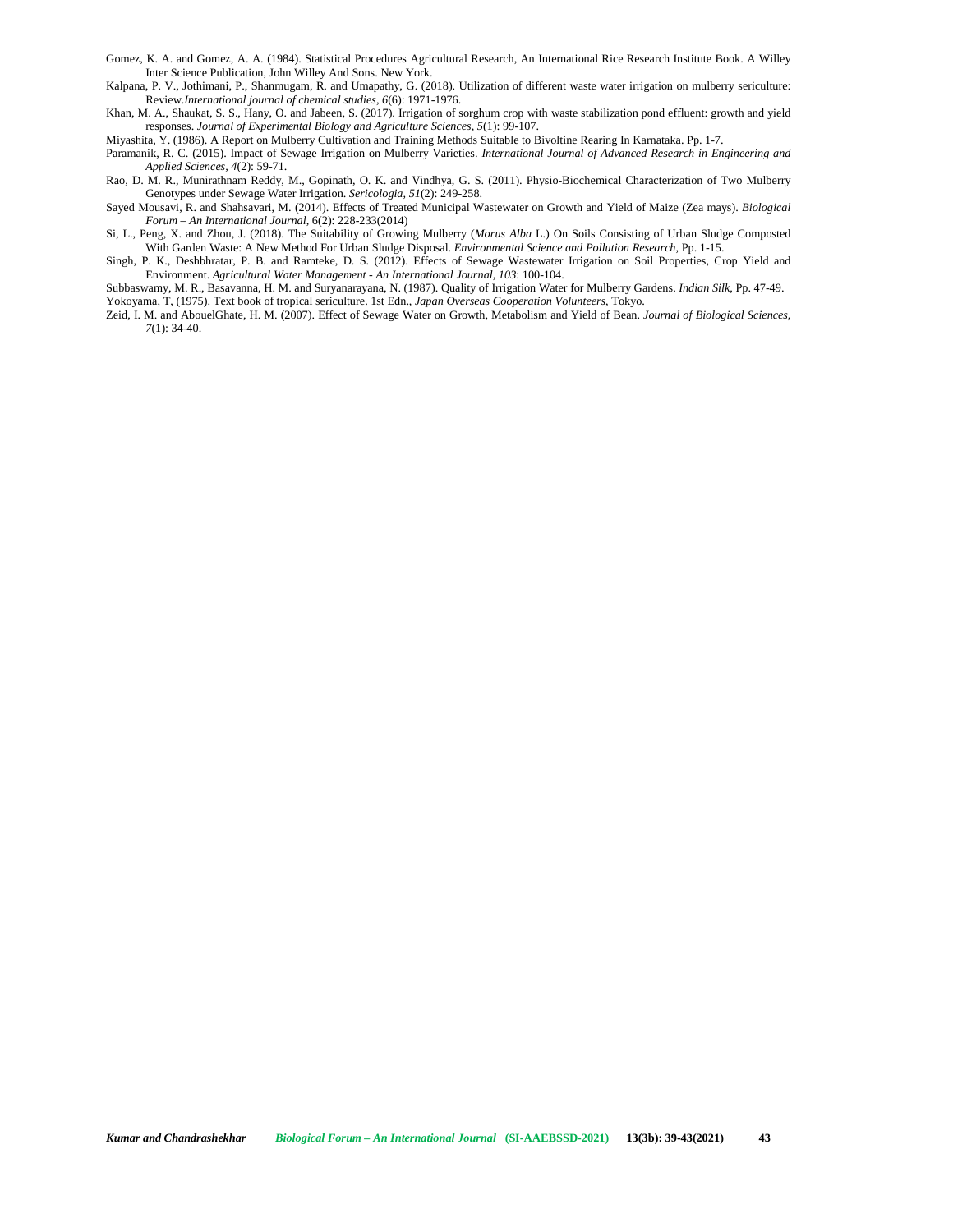Gomez, K. A. and Gomez, A. A. (1984). Statistical Procedures Agricultural Research, An International Rice Research Institute Book. A Willey Inter Science Publication, John Willey And Sons. New York.

Kalpana, P. V., Jothimani, P., Shanmugam, R. and Umapathy, G. (2018). Utilization of different waste water irrigation on mulberry sericulture: Review.*International journal of chemical studies, 6*(6): 1971-1976.

Khan, M. A., Shaukat, S. S., Hany, O. and Jabeen, S. (2017). Irrigation of sorghum crop with waste stabilization pond effluent: growth and yield responses. *Journal of Experimental Biology and Agriculture Sciences, 5*(1): 99-107.

Miyashita, Y. (1986). A Report on Mulberry Cultivation and Training Methods Suitable to Bivoltine Rearing In Karnataka. Pp. 1-7.

Paramanik, R. C. (2015). Impact of Sewage Irrigation on Mulberry Varieties. *International Journal of Advanced Research in Engineering and Applied Sciences, 4*(2): 59-71.

Rao, D. M. R., Munirathnam Reddy, M., Gopinath, O. K. and Vindhya, G. S. (2011). Physio-Biochemical Characterization of Two Mulberry Genotypes under Sewage Water Irrigation. *Sericologia, 51*(2): 249-258.

Sayed Mousavi, R. and Shahsavari, M. (2014). Effects of Treated Municipal Wastewater on Growth and Yield of Maize (Zea mays). *Biological Forum – An International Journal,* 6(2): 228-233(2014)

Si, L., Peng, X. and Zhou, J. (2018). The Suitability of Growing Mulberry (*Morus Alba* L.) On Soils Consisting of Urban Sludge Composted With Garden Waste: A New Method For Urban Sludge Disposal. *Environmental Science and Pollution Research,* Pp. 1-15.

Singh, P. K., Deshbhratar, P. B. and Ramteke, D. S. (2012). Effects of Sewage Wastewater Irrigation on Soil Properties, Crop Yield and Environment. *Agricultural Water Management - An International Journal, 103*: 100-104.

Subbaswamy, M. R., Basavanna, H. M. and Suryanarayana, N. (1987). Quality of Irrigation Water for Mulberry Gardens. *Indian Silk,* Pp. 47-49.

Yokoyama, T, (1975). Text book of tropical sericulture. 1st Edn., *Japan Overseas Cooperation Volunteers*, Tokyo.

Zeid, I. M. and AbouelGhate, H. M. (2007). Effect of Sewage Water on Growth, Metabolism and Yield of Bean. *Journal of Biological Sciences, 7*(1): 34-40.